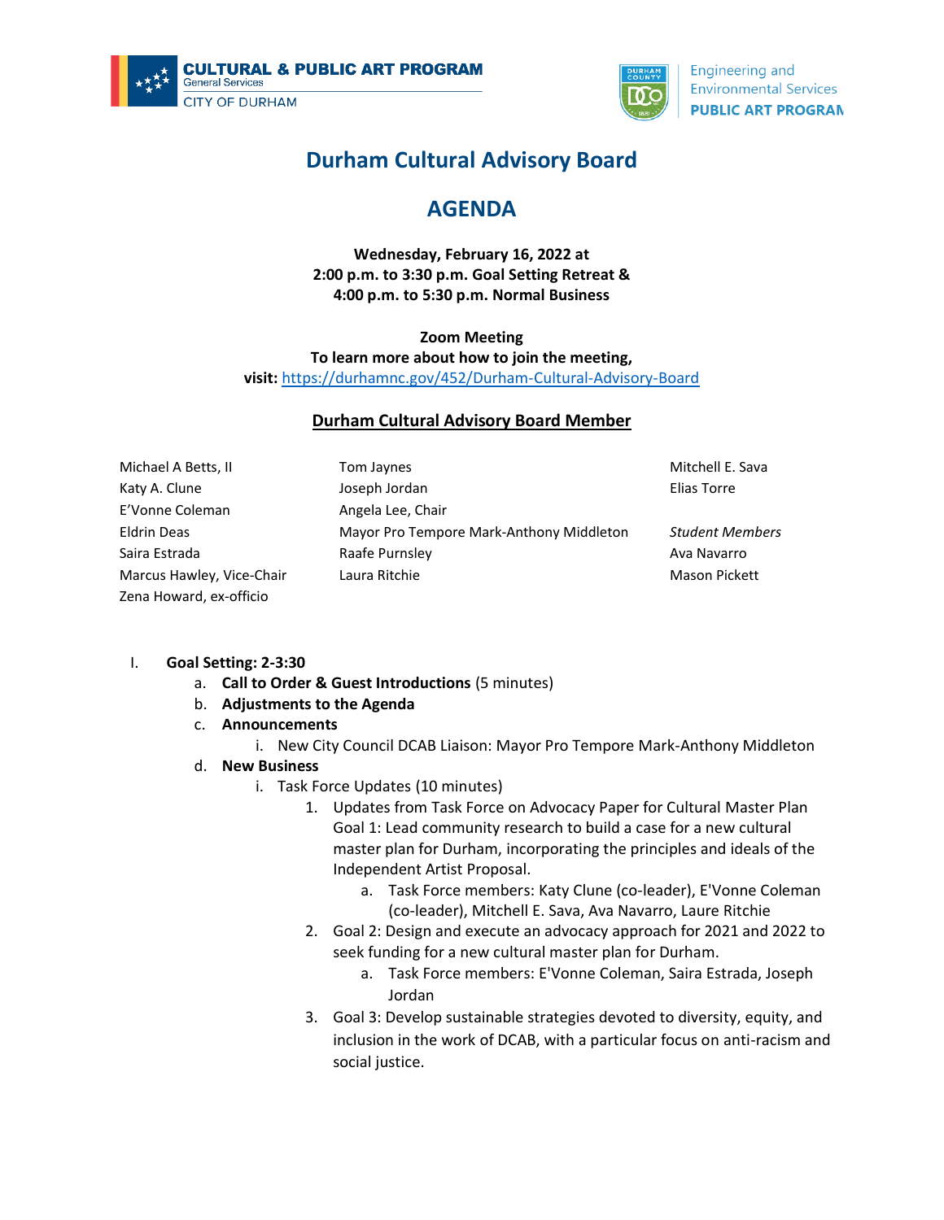CULTURAL & PUBLIC ART PROGRAM
General Services
CITY OF DURHAM

Engineering and Environmental Services
PUBLIC ART PROGRAM

# Durham Cultural Advisory Board

# AGENDA

**Wednesday, February 16, 2022 at**
**2:00 p.m. to 3:30 p.m. Goal Setting Retreat &**
**4:00 p.m. to 5:30 p.m. Normal Business**

**Zoom Meeting**
**To learn more about how to join the meeting,**
**visit:** https://durhamnc.gov/452/Durham-Cultural-Advisory-Board

## Durham Cultural Advisory Board Member

Michael A Betts, II
Katy A. Clune
E'Vonne Coleman
Eldrin Deas
Saira Estrada
Marcus Hawley, Vice-Chair
Zena Howard, ex-officio
Tom Jaynes
Joseph Jordan
Angela Lee, Chair
Mayor Pro Tempore Mark-Anthony Middleton
Raafe Purnsley
Laura Ritchie
Mitchell E. Sava
Elias Torre

*Student Members*
Ava Navarro
Mason Pickett

I. **Goal Setting: 2-3:30**
   a. **Call to Order & Guest Introductions** (5 minutes)
   b. **Adjustments to the Agenda**
   c. **Announcements**
      i. New City Council DCAB Liaison: Mayor Pro Tempore Mark-Anthony Middleton
   d. **New Business**
      i. Task Force Updates (10 minutes)
         1. Updates from Task Force on Advocacy Paper for Cultural Master Plan Goal 1: Lead community research to build a case for a new cultural master plan for Durham, incorporating the principles and ideals of the Independent Artist Proposal.
            a. Task Force members: Katy Clune (co-leader), E'Vonne Coleman (co-leader), Mitchell E. Sava, Ava Navarro, Laure Ritchie
         2. Goal 2: Design and execute an advocacy approach for 2021 and 2022 to seek funding for a new cultural master plan for Durham.
            a. Task Force members: E'Vonne Coleman, Saira Estrada, Joseph Jordan
         3. Goal 3: Develop sustainable strategies devoted to diversity, equity, and inclusion in the work of DCAB, with a particular focus on anti-racism and social justice.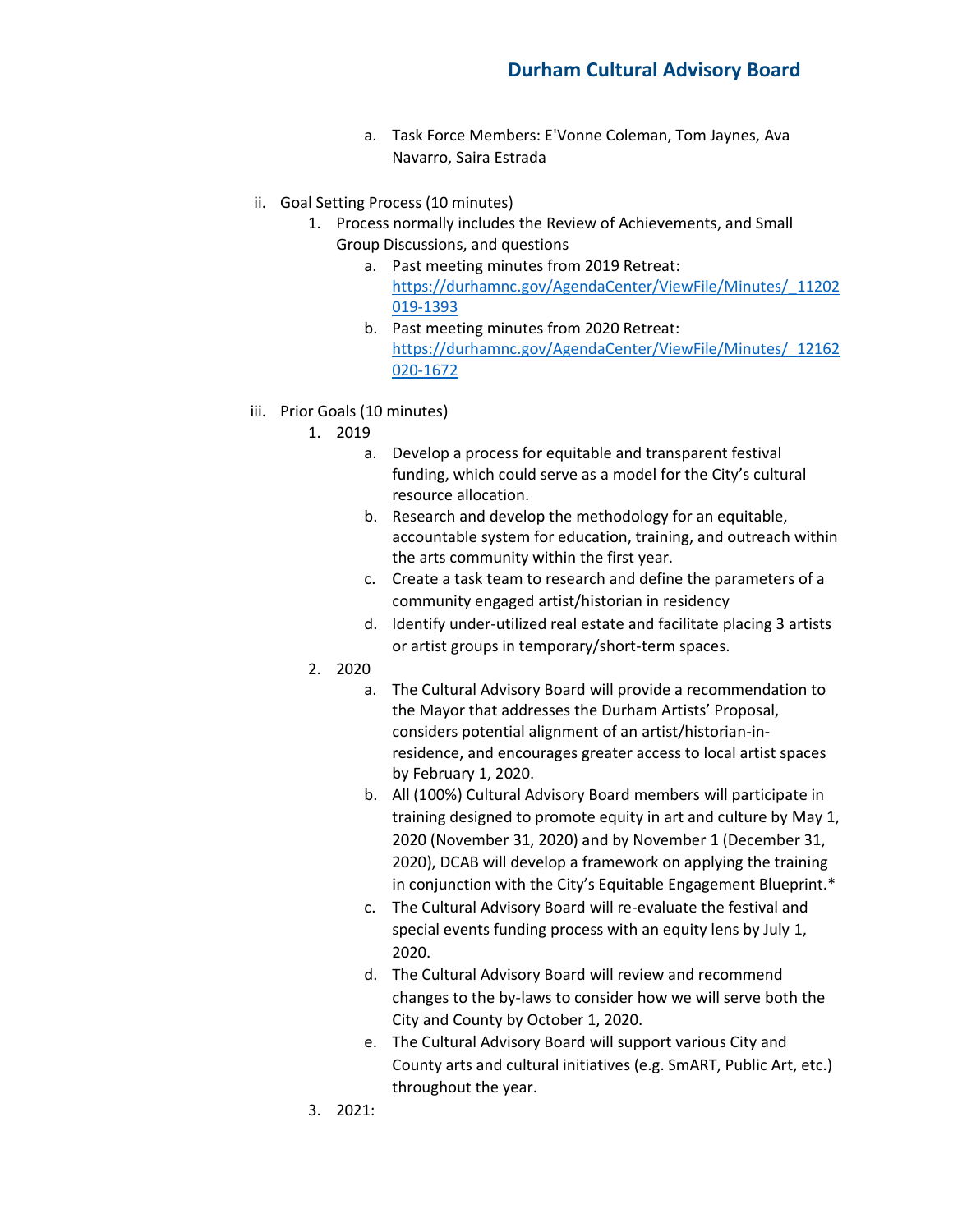a. Task Force Members: E'Vonne Coleman, Tom Jaynes, Ava Navarro, Saira Estrada

ii. Goal Setting Process (10 minutes)

1. Process normally includes the Review of Achievements, and Small Group Discussions, and questions
    a. Past meeting minutes from 2019 Retreat: https://durhamnc.gov/AgendaCenter/ViewFile/Minutes/_11202019-1393
    b. Past meeting minutes from 2020 Retreat: https://durhamnc.gov/AgendaCenter/ViewFile/Minutes/_12162020-1672

iii. Prior Goals (10 minutes)

1. 2019
    a. Develop a process for equitable and transparent festival funding, which could serve as a model for the City's cultural resource allocation.
    b. Research and develop the methodology for an equitable, accountable system for education, training, and outreach within the arts community within the first year.
    c. Create a task team to research and define the parameters of a community engaged artist/historian in residency
    d. Identify under-utilized real estate and facilitate placing 3 artists or artist groups in temporary/short-term spaces.
2. 2020
    a. The Cultural Advisory Board will provide a recommendation to the Mayor that addresses the Durham Artists' Proposal, considers potential alignment of an artist/historian-in-residence, and encourages greater access to local artist spaces by February 1, 2020.
    b. All (100%) Cultural Advisory Board members will participate in training designed to promote equity in art and culture by May 1, 2020 (November 31, 2020) and by November 1 (December 31, 2020), DCAB will develop a framework on applying the training in conjunction with the City's Equitable Engagement Blueprint.*
    c. The Cultural Advisory Board will re-evaluate the festival and special events funding process with an equity lens by July 1, 2020.
    d. The Cultural Advisory Board will review and recommend changes to the by-laws to consider how we will serve both the City and County by October 1, 2020.
    e. The Cultural Advisory Board will support various City and County arts and cultural initiatives (e.g. SmART, Public Art, etc.) throughout the year.
3. 2021: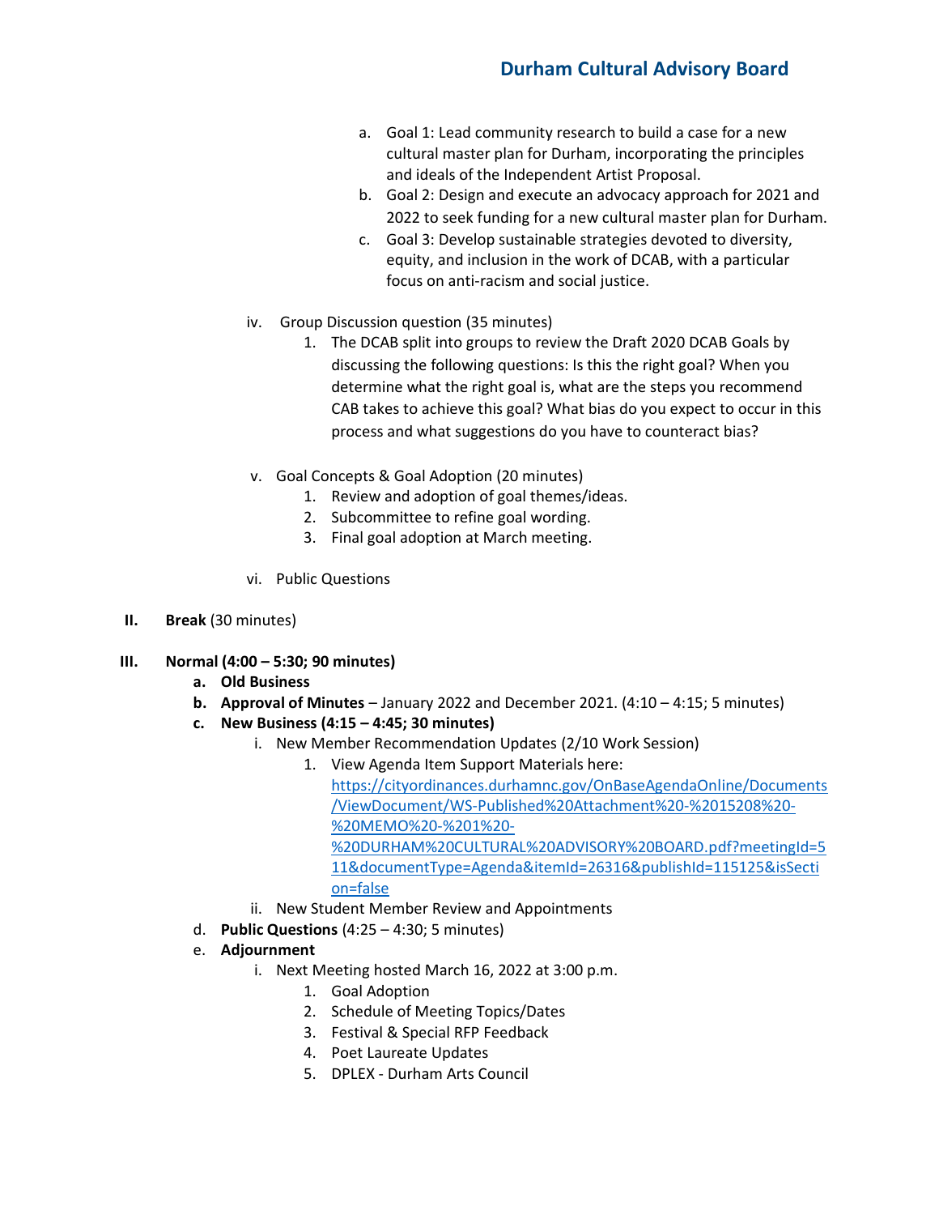a. Goal 1: Lead community research to build a case for a new cultural master plan for Durham, incorporating the principles and ideals of the Independent Artist Proposal.
b. Goal 2: Design and execute an advocacy approach for 2021 and 2022 to seek funding for a new cultural master plan for Durham.
c. Goal 3: Develop sustainable strategies devoted to diversity, equity, and inclusion in the work of DCAB, with a particular focus on anti-racism and social justice.

iv. Group Discussion question (35 minutes)
   1. The DCAB split into groups to review the Draft 2020 DCAB Goals by discussing the following questions: Is this the right goal? When you determine what the right goal is, what are the steps you recommend CAB takes to achieve this goal? What bias do you expect to occur in this process and what suggestions do you have to counteract bias?

v. Goal Concepts & Goal Adoption (20 minutes)
   1. Review and adoption of goal themes/ideas.
   2. Subcommittee to refine goal wording.
   3. Final goal adoption at March meeting.

vi. Public Questions

**II. Break** (30 minutes)

**III. Normal (4:00 – 5:30; 90 minutes)**

a. **Old Business**
b. **Approval of Minutes** – January 2022 and December 2021. (4:10 – 4:15; 5 minutes)
c. **New Business (4:15 – 4:45; 30 minutes)**
   i. New Member Recommendation Updates (2/10 Work Session)
      1. View Agenda Item Support Materials here: https://cityordinances.durhamnc.gov/OnBaseAgendaOnline/Documents/ViewDocument/WS-Published%20Attachment%20-%2015208%20-%20MEMO%20-%201%20-%20DURHAM%20CULTURAL%20ADVISORY%20BOARD.pdf?meetingId=511&documentType=Agenda&itemId=26316&publishId=115125&isSection=false
   ii. New Student Member Review and Appointments
d. **Public Questions** (4:25 – 4:30; 5 minutes)
e. **Adjournment**
   i. Next Meeting hosted March 16, 2022 at 3:00 p.m.
      1. Goal Adoption
      2. Schedule of Meeting Topics/Dates
      3. Festival & Special RFP Feedback
      4. Poet Laureate Updates
      5. DPLEX - Durham Arts Council